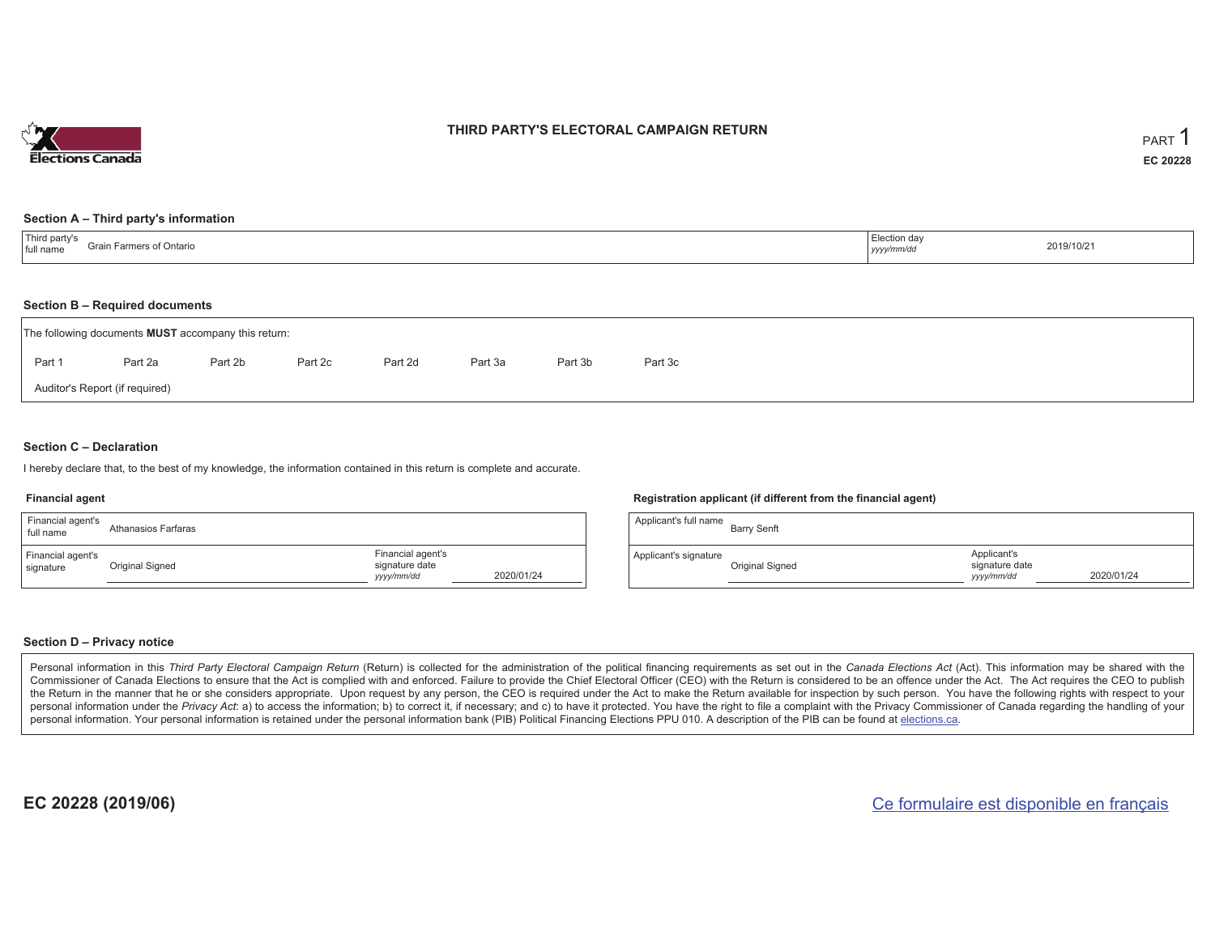# THIRD PARTY'S ELECTORAL CAMPAIGN RETURN

PART 1

EC 20228

## Section A – Third party's information

| | | | |
|---|---|---|---|
| Third party's full name | Grain Farmers of Ontario | Election day *yyyy/mm/dd* | 2019/10/21 |

## Section B – Required documents

The following documents **MUST** accompany this return:

Part 1　Part 2a　Part 2b　Part 2c　Part 2d　Part 3a　Part 3b　Part 3c

Auditor's Report (if required)

## Section C – Declaration

I hereby declare that, to the best of my knowledge, the information contained in this return is complete and accurate.

### Financial agent

| | | | |
|---|---|---|---|
| Financial agent's full name | Athanasios Farfaras | | |
| Financial agent's signature | Original Signed | Financial agent's signature date *yyyy/mm/dd* | 2020/01/24 |

### Registration applicant (if different from the financial agent)

| | | | |
|---|---|---|---|
| Applicant's full name | Barry Senft | | |
| Applicant's signature | Original Signed | Applicant's signature date *yyyy/mm/dd* | 2020/01/24 |

## Section D – Privacy notice

Personal information in this *Third Party Electoral Campaign Return* (Return) is collected for the administration of the political financing requirements as set out in the *Canada Elections Act* (Act). This information may be shared with the Commissioner of Canada Elections to ensure that the Act is complied with and enforced. Failure to provide the Chief Electoral Officer (CEO) with the Return is considered to be an offence under the Act. The Act requires the CEO to publish the Return in the manner that he or she considers appropriate. Upon request by any person, the CEO is required under the Act to make the Return available for inspection by such person. You have the following rights with respect to your personal information under the *Privacy Act*: a) to access the information; b) to correct it, if necessary; and c) to have it protected. You have the right to file a complaint with the Privacy Commissioner of Canada regarding the handling of your personal information. Your personal information is retained under the personal information bank (PIB) Political Financing Elections PPU 010. A description of the PIB can be found at elections.ca.

**EC 20228 (2019/06)**

Ce formulaire est disponible en français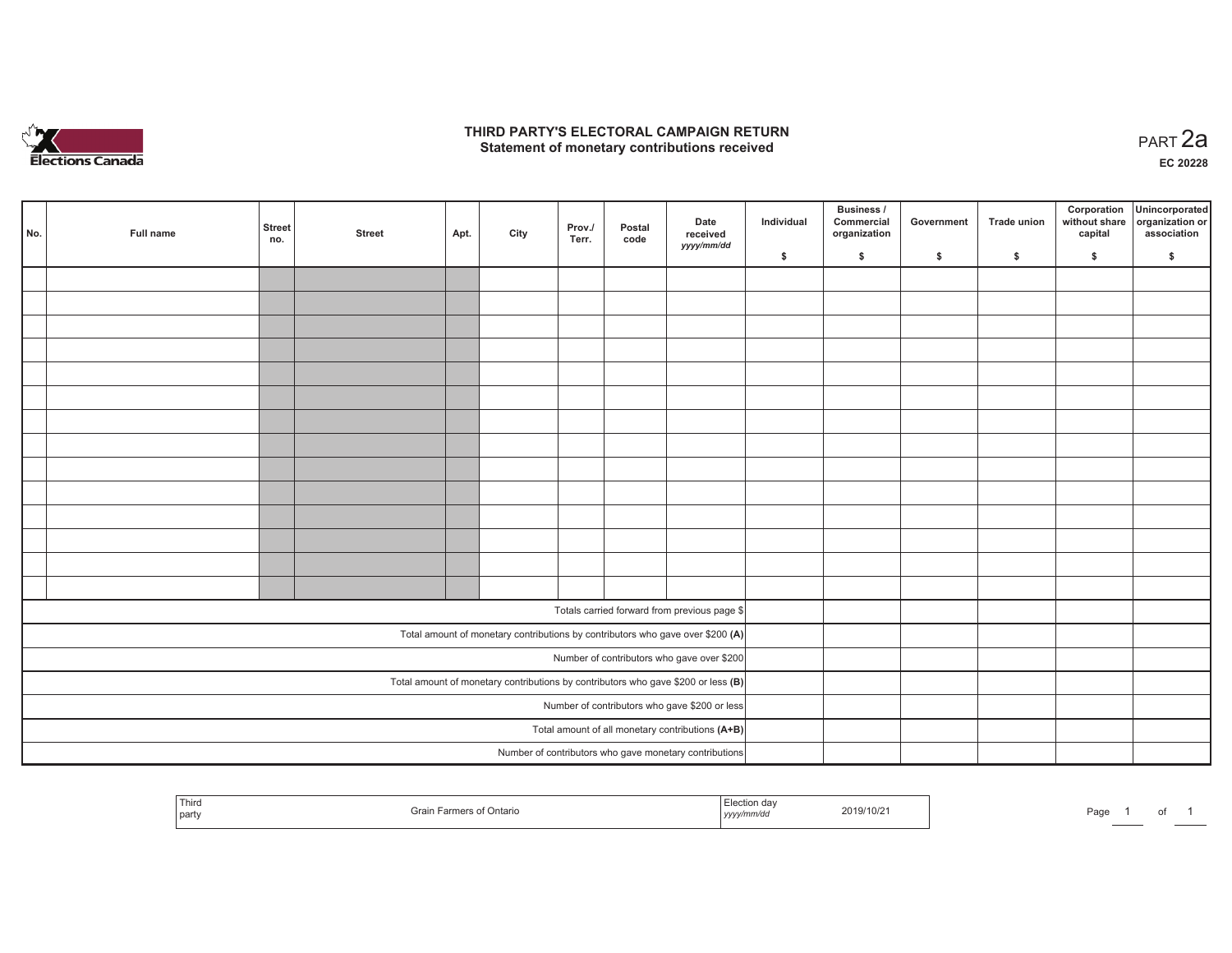# THIRD PARTY'S ELECTORAL CAMPAIGN RETURN
## Statement of monetary contributions received

PART 2a

EC 20228

| No. | Full name | Street no. | Street | Apt. | City | Prov./ Terr. | Postal code | Date received yyyy/mm/dd | Individual $ | Business / Commercial organization $ | Government $ | Trade union $ | Corporation without share capital $ | Unincorporated organization or association $ |
|---|---|---|---|---|---|---|---|---|---|---|---|---|---|---|
| | | | | | | | | | | | | | | |
| | | | | | | | | | | | | | | |
| | | | | | | | | | | | | | | |
| | | | | | | | | | | | | | | |
| | | | | | | | | | | | | | | |
| | | | | | | | | | | | | | | |
| | | | | | | | | | | | | | | |
| | | | | | | | | | | | | | | |
| | | | | | | | | | | | | | | |
| | | | | | | | | | | | | | | |
| | | | | | | | | | | | | | | |
| | | | | | | | | | | | | | | |
| | | | | | | | | | | | | | | |
| | | | | | | | | | | | | | | |
| Totals carried forward from previous page $ | | | | | | | | | | | | | | |
| Total amount of monetary contributions by contributors who gave over $200 **(A)** | | | | | | | | | | | | | | |
| Number of contributors who gave over $200 | | | | | | | | | | | | | | |
| Total amount of monetary contributions by contributors who gave $200 or less **(B)** | | | | | | | | | | | | | | |
| Number of contributors who gave $200 or less | | | | | | | | | | | | | | |
| Total amount of all monetary contributions **(A+B)** | | | | | | | | | | | | | | |
| Number of contributors who gave monetary contributions | | | | | | | | | | | | | | |

| Third party | Grain Farmers of Ontario | Election day yyyy/mm/dd | 2019/10/21 |
|---|---|---|---|

Page 1 of 1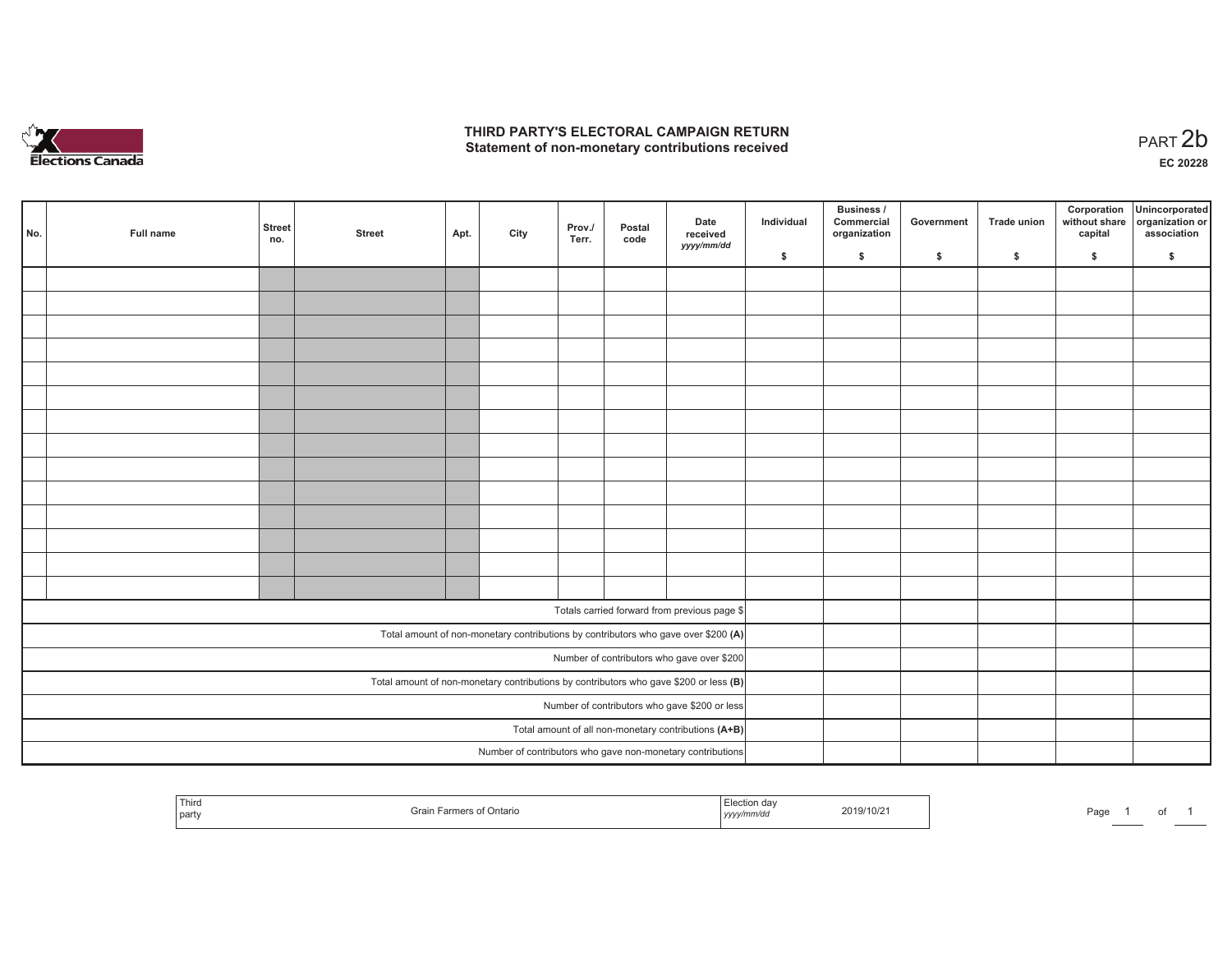Elections Canada

# THIRD PARTY'S ELECTORAL CAMPAIGN RETURN
## Statement of non-monetary contributions received

PART 2b

EC 20228

| No. | Full name | Street no. | Street | Apt. | City | Prov./ Terr. | Postal code | Date received yyyy/mm/dd | Individual $ | Business / Commercial organization $ | Government $ | Trade union $ | Corporation without share capital $ | Unincorporated organization or association $ |
|---|---|---|---|---|---|---|---|---|---|---|---|---|---|---|
| | | | | | | | | | | | | | | |
| | | | | | | | | | | | | | | |
| | | | | | | | | | | | | | | |
| | | | | | | | | | | | | | | |
| | | | | | | | | | | | | | | |
| | | | | | | | | | | | | | | |
| | | | | | | | | | | | | | | |
| | | | | | | | | | | | | | | |
| | | | | | | | | | | | | | | |
| | | | | | | | | | | | | | | |
| | | | | | | | | | | | | | | |
| | | | | | | | | | | | | | | |
| | | | | | | | | | | | | | | |
| | | | | | | | | | | | | | | |
| Totals carried forward from previous page $ | | | | | | | | | | | | | | |
| Total amount of non-monetary contributions by contributors who gave over $200 **(A)** | | | | | | | | | | | | | | |
| Number of contributors who gave over $200 | | | | | | | | | | | | | | |
| Total amount of non-monetary contributions by contributors who gave $200 or less **(B)** | | | | | | | | | | | | | | |
| Number of contributors who gave $200 or less | | | | | | | | | | | | | | |
| Total amount of all non-monetary contributions **(A+B)** | | | | | | | | | | | | | | |
| Number of contributors who gave non-monetary contributions | | | | | | | | | | | | | | |

| Third party | Grain Farmers of Ontario | Election day yyyy/mm/dd | 2019/10/21 |
|---|---|---|---|

Page 1 of 1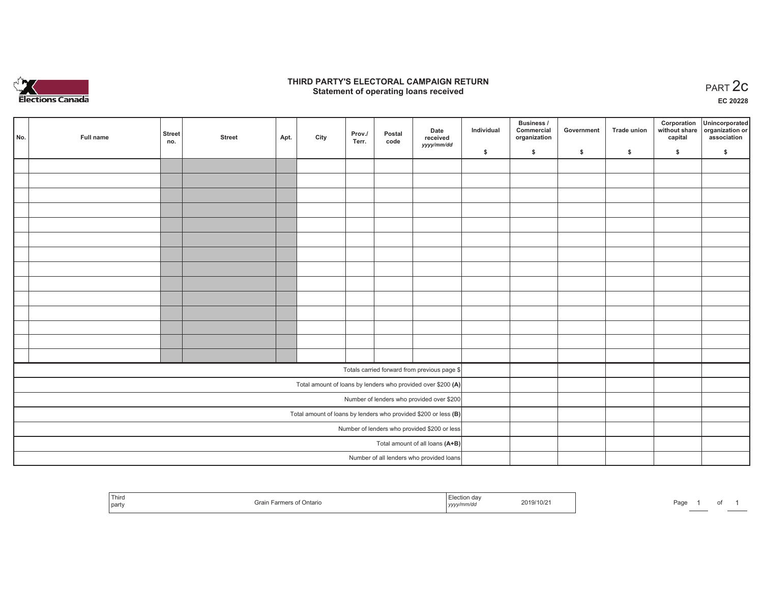# THIRD PARTY'S ELECTORAL CAMPAIGN RETURN
## Statement of operating loans received

PART 2c

EC 20228

| No. | Full name | Street no. | Street | Apt. | City | Prov./ Terr. | Postal code | Date received yyyy/mm/dd | Individual $ | Business / Commercial organization $ | Government $ | Trade union $ | Corporation without share capital $ | Unincorporated organization or association $ |
|---|---|---|---|---|---|---|---|---|---|---|---|---|---|---|
| | | | | | | | | | | | | | | |
| | | | | | | | | | | | | | | |
| | | | | | | | | | | | | | | |
| | | | | | | | | | | | | | | |
| | | | | | | | | | | | | | | |
| | | | | | | | | | | | | | | |
| | | | | | | | | | | | | | | |
| | | | | | | | | | | | | | | |
| | | | | | | | | | | | | | | |
| | | | | | | | | | | | | | | |
| | | | | | | | | | | | | | | |
| | | | | | | | | | | | | | | |
| | | | | | | | | | | | | | | |
| | | | | | | | | | | | | | | |
| Totals carried forward from previous page $ | | | | | | | | | | | | | | |
| Total amount of loans by lenders who provided over $200 **(A)** | | | | | | | | | | | | | | |
| Number of lenders who provided over $200 | | | | | | | | | | | | | | |
| Total amount of loans by lenders who provided $200 or less **(B)** | | | | | | | | | | | | | | |
| Number of lenders who provided $200 or less | | | | | | | | | | | | | | |
| Total amount of all loans **(A+B)** | | | | | | | | | | | | | | |
| Number of all lenders who provided loans | | | | | | | | | | | | | | |

| Third party | Grain Farmers of Ontario | Election day yyyy/mm/dd | 2019/10/21 |
|---|---|---|---|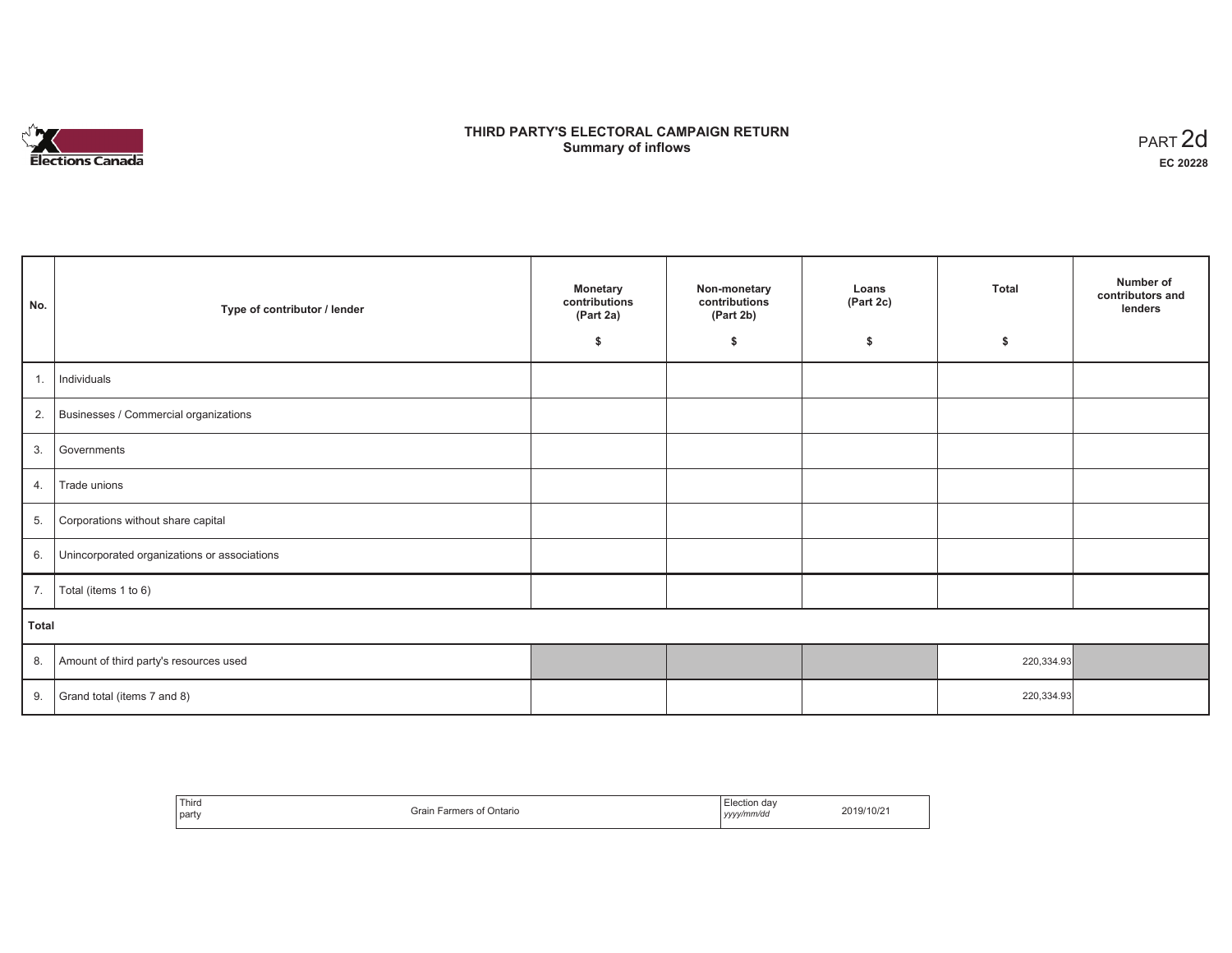# THIRD PARTY'S ELECTORAL CAMPAIGN RETURN
## Summary of inflows

PART 2d

**EC 20228**

| No. | Type of contributor / lender | Monetary contributions (Part 2a) $ | Non-monetary contributions (Part 2b) $ | Loans (Part 2c) $ | Total $ | Number of contributors and lenders |
|---|---|---|---|---|---|---|
| 1. | Individuals | | | | | |
| 2. | Businesses / Commercial organizations | | | | | |
| 3. | Governments | | | | | |
| 4. | Trade unions | | | | | |
| 5. | Corporations without share capital | | | | | |
| 6. | Unincorporated organizations or associations | | | | | |
| 7. | Total (items 1 to 6) | | | | | |
| **Total** | | | | | | |
| 8. | Amount of third party's resources used | | | | 220,334.93 | |
| 9. | Grand total (items 7 and 8) | | | | 220,334.93 | |

| Third party | Grain Farmers of Ontario | Election day *yyyy/mm/dd* | 2019/10/21 |
|---|---|---|---|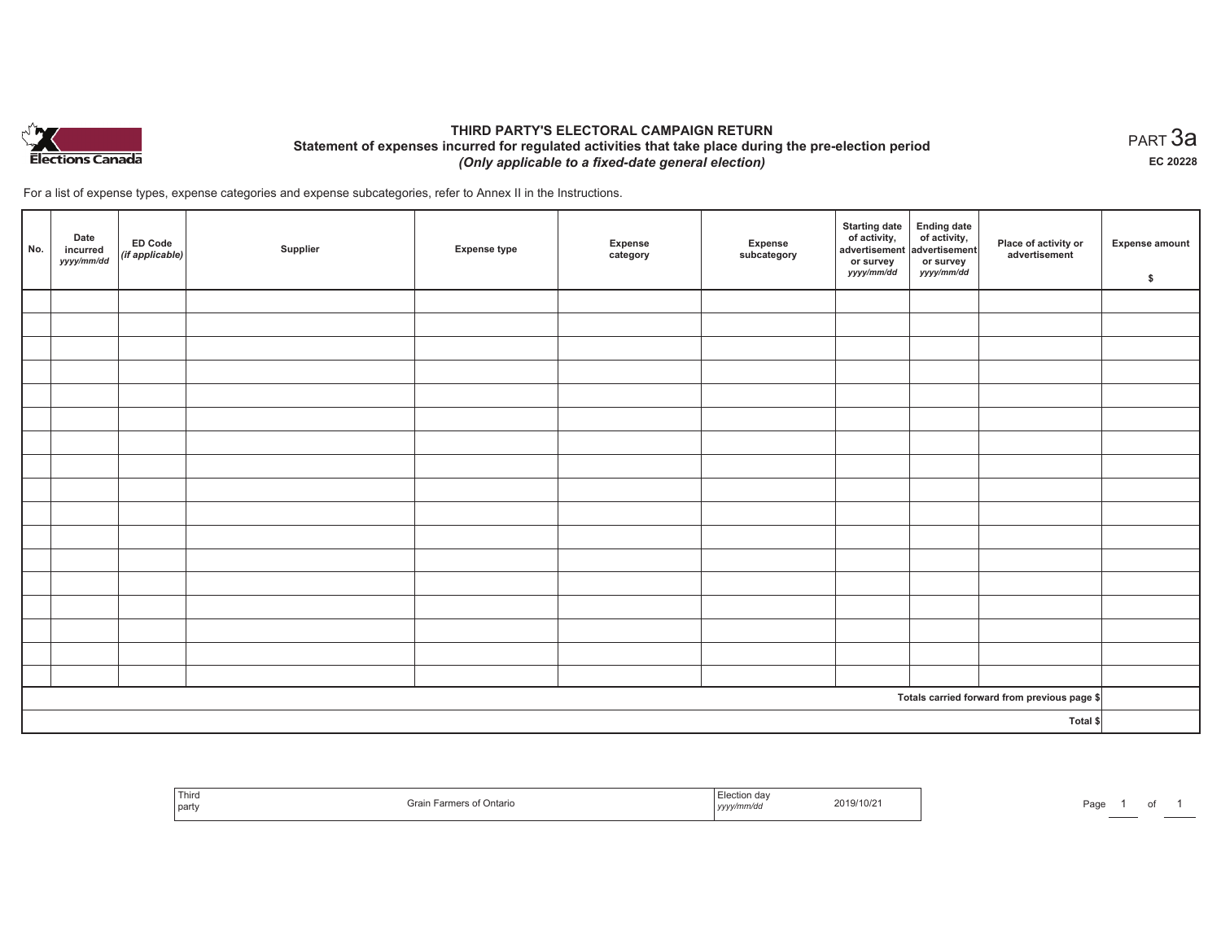Elections Canada

# THIRD PARTY'S ELECTORAL CAMPAIGN RETURN
## Statement of expenses incurred for regulated activities that take place during the pre-election period
*(Only applicable to a fixed-date general election)*

PART 3a

EC 20228

For a list of expense types, expense categories and expense subcategories, refer to Annex II in the Instructions.

| No. | Date incurred *yyyy/mm/dd* | ED Code *(if applicable)* | Supplier | Expense type | Expense category | Expense subcategory | Starting date of activity, advertisement or survey *yyyy/mm/dd* | Ending date of activity, advertisement or survey *yyyy/mm/dd* | Place of activity or advertisement | Expense amount $ |
|---|---|---|---|---|---|---|---|---|---|---|
| | | | | | | | | | | |
| | | | | | | | | | | |
| | | | | | | | | | | |
| | | | | | | | | | | |
| | | | | | | | | | | |
| | | | | | | | | | | |
| | | | | | | | | | | |
| | | | | | | | | | | |
| | | | | | | | | | | |
| | | | | | | | | | | |
| | | | | | | | | | | |
| | | | | | | | | | | |
| | | | | | | | | | | |
| | | | | | | | | | | |
| | | | | | | | | | | |
| | | | | | | | | | | |
| | | | | | | | | | | |
| Totals carried forward from previous page $ | | | | | | | | | | |
| Total $ | | | | | | | | | | |

| Third party | Grain Farmers of Ontario | Election day *yyyy/mm/dd* | 2019/10/21 |
|---|---|---|---|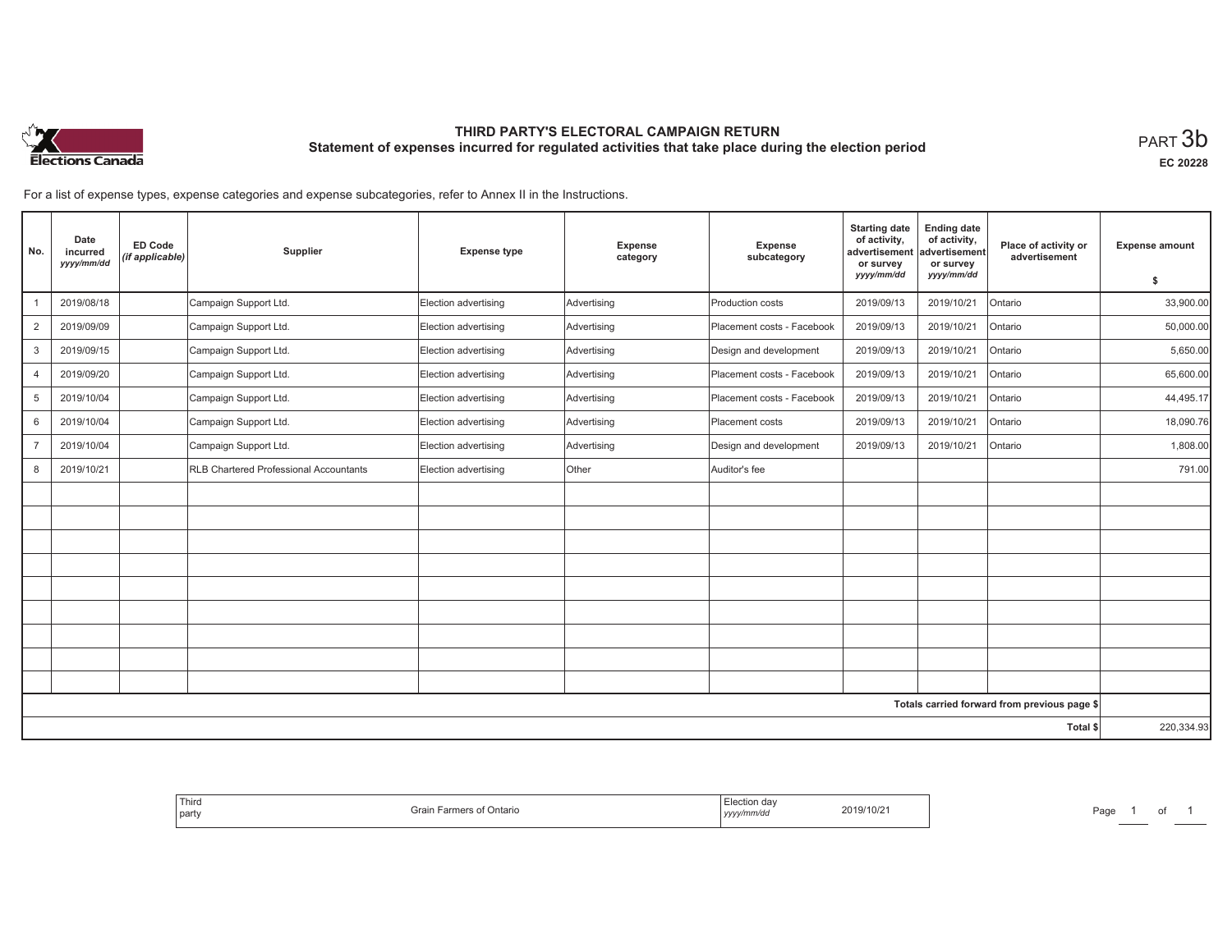# THIRD PARTY'S ELECTORAL CAMPAIGN RETURN

## Statement of expenses incurred for regulated activities that take place during the election period

PART 3b

EC 20228

For a list of expense types, expense categories and expense subcategories, refer to Annex II in the Instructions.

| No. | Date incurred *yyyy/mm/dd* | ED Code *(if applicable)* | Supplier | Expense type | Expense category | Expense subcategory | Starting date of activity, advertisement or survey *yyyy/mm/dd* | Ending date of activity, advertisement or survey *yyyy/mm/dd* | Place of activity or advertisement | Expense amount $ |
|---|---|---|---|---|---|---|---|---|---|---|
| 1 | 2019/08/18 | | Campaign Support Ltd. | Election advertising | Advertising | Production costs | 2019/09/13 | 2019/10/21 | Ontario | 33,900.00 |
| 2 | 2019/09/09 | | Campaign Support Ltd. | Election advertising | Advertising | Placement costs - Facebook | 2019/09/13 | 2019/10/21 | Ontario | 50,000.00 |
| 3 | 2019/09/15 | | Campaign Support Ltd. | Election advertising | Advertising | Design and development | 2019/09/13 | 2019/10/21 | Ontario | 5,650.00 |
| 4 | 2019/09/20 | | Campaign Support Ltd. | Election advertising | Advertising | Placement costs - Facebook | 2019/09/13 | 2019/10/21 | Ontario | 65,600.00 |
| 5 | 2019/10/04 | | Campaign Support Ltd. | Election advertising | Advertising | Placement costs - Facebook | 2019/09/13 | 2019/10/21 | Ontario | 44,495.17 |
| 6 | 2019/10/04 | | Campaign Support Ltd. | Election advertising | Advertising | Placement costs | 2019/09/13 | 2019/10/21 | Ontario | 18,090.76 |
| 7 | 2019/10/04 | | Campaign Support Ltd. | Election advertising | Advertising | Design and development | 2019/09/13 | 2019/10/21 | Ontario | 1,808.00 |
| 8 | 2019/10/21 | | RLB Chartered Professional Accountants | Election advertising | Other | Auditor's fee | | | | 791.00 |
| | | | | | | | | | | |
| | | | | | | | | | | |
| | | | | | | | | | | |
| | | | | | | | | | | |
| | | | | | | | | | | |
| | | | | | | | | | | |
| | | | | | | | | | | |
| | | | | | | | | | | |
| | | | | | | | | | | |
| | | | | | | | | | Totals carried forward from previous page $ | |
| | | | | | | | | | Total $ | 220,334.93 |

| Third party | Grain Farmers of Ontario | Election day *yyyy/mm/dd* | 2019/10/21 |
|---|---|---|---|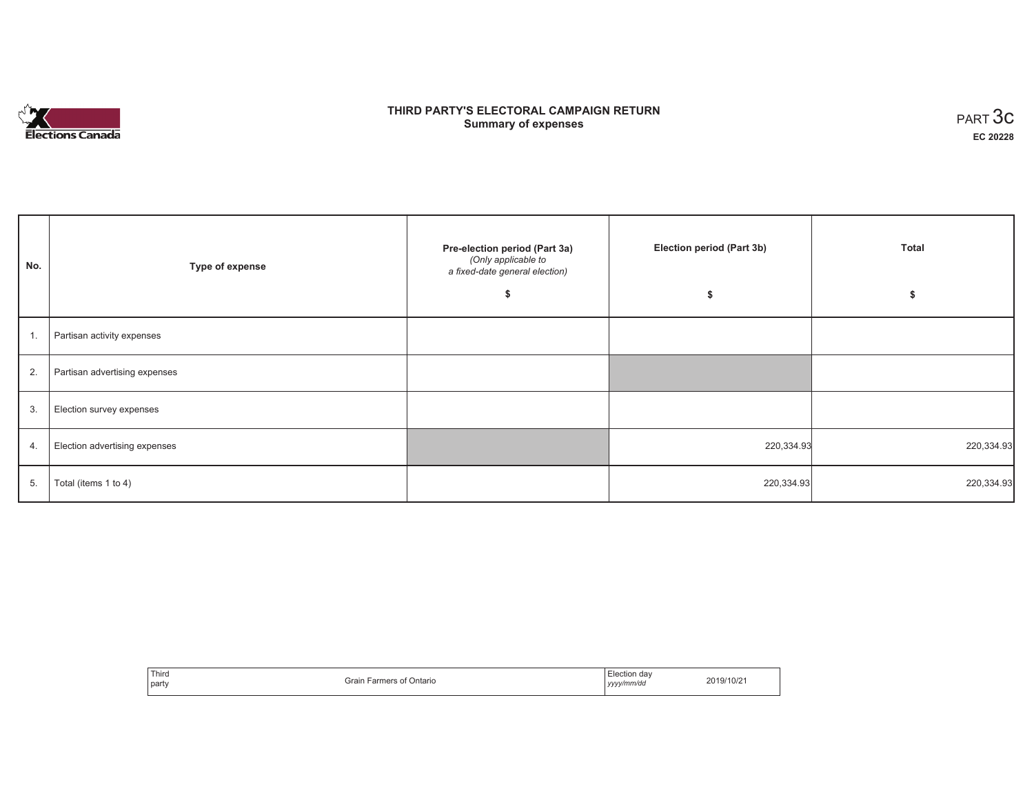# THIRD PARTY'S ELECTORAL CAMPAIGN RETURN
## Summary of expenses

PART 3c

**EC 20228**

| No. | Type of expense | Pre-election period (Part 3a) *(Only applicable to a fixed-date general election)* $ | Election period (Part 3b) $ | Total $ |
|---|---|---|---|---|
| 1. | Partisan activity expenses | | | |
| 2. | Partisan advertising expenses | | | |
| 3. | Election survey expenses | | | |
| 4. | Election advertising expenses | | 220,334.93 | 220,334.93 |
| 5. | Total (items 1 to 4) | | 220,334.93 | 220,334.93 |

| Third party | Grain Farmers of Ontario | Election day *yyyy/mm/dd* | 2019/10/21 |
|---|---|---|---|